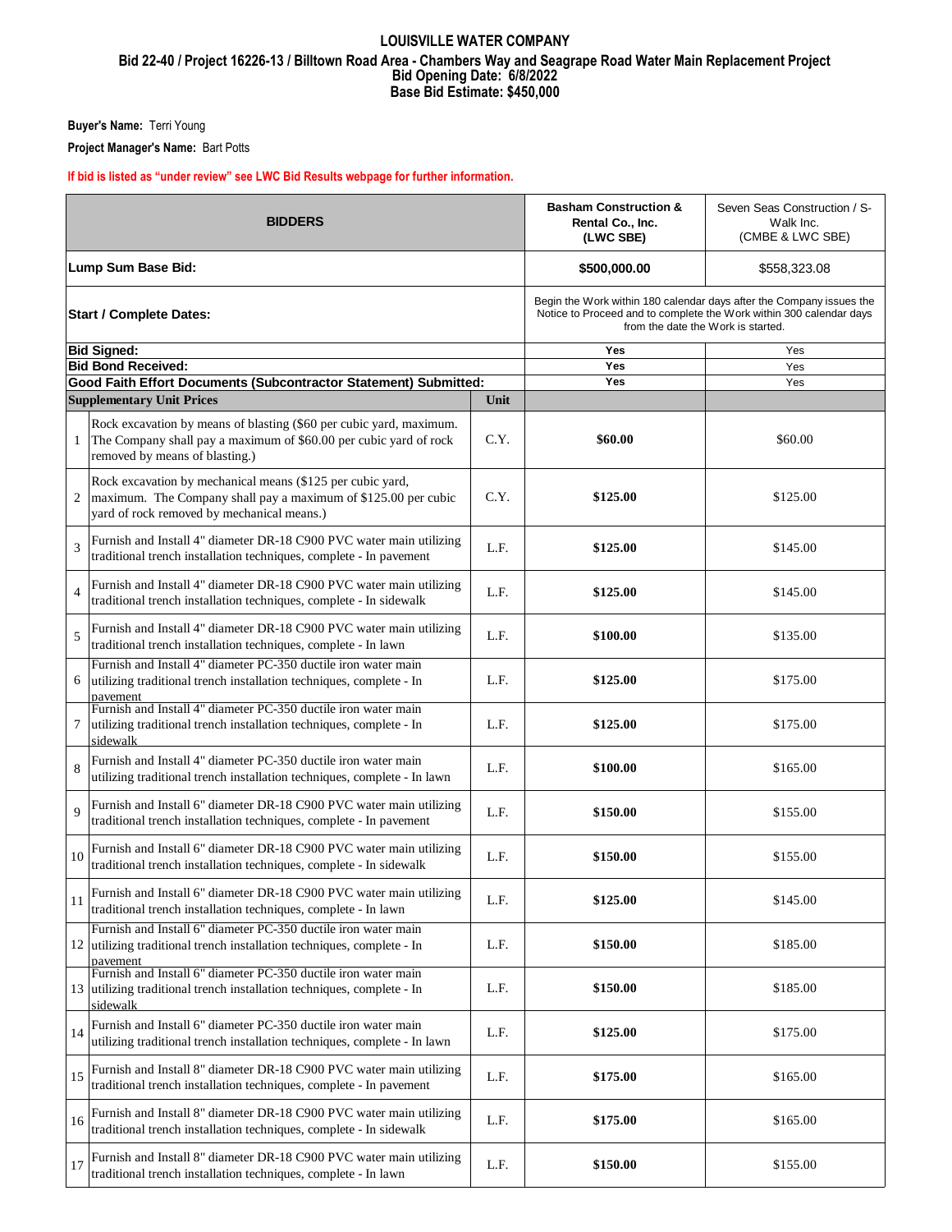# LOUISVILLE WATER COMPANY

## Bid 22-40 / Project 16226-13 / Billtown Road Area - Chambers Way and Seagrape Road Water Main Replacement Project

**Bid Opening Date: 6/8/2022**

**Base Bid Estimate: $450,000**

**Buyer's Name:** Terri Young

**Project Manager's Name:** Bart Potts

**If bid is listed as "under review" see LWC Bid Results webpage for further information.**

| BIDDERS | | | Basham Construction & Rental Co., Inc. (LWC SBE) | Seven Seas Construction / S-Walk Inc. (CMBE & LWC SBE) |
|---|---|---|---|---|
| **Lump Sum Base Bid:** | | | **$500,000.00** | $558,323.08 |
| **Start / Complete Dates:** | | | Begin the Work within 180 calendar days after the Company issues the Notice to Proceed and to complete the Work within 300 calendar days from the date the Work is started. | |
| **Bid Signed:** | | | **Yes** | Yes |
| **Bid Bond Received:** | | | **Yes** | Yes |
| **Good Faith Effort Documents (Subcontractor Statement) Submitted:** | | | **Yes** | Yes |
| **Supplementary Unit Prices** | | **Unit** | | |
| 1 | Rock excavation by means of blasting ($60 per cubic yard, maximum. The Company shall pay a maximum of $60.00 per cubic yard of rock removed by means of blasting.) | C.Y. | **$60.00** | $60.00 |
| 2 | Rock excavation by mechanical means ($125 per cubic yard, maximum. The Company shall pay a maximum of $125.00 per cubic yard of rock removed by mechanical means.) | C.Y. | **$125.00** | $125.00 |
| 3 | Furnish and Install 4" diameter DR-18 C900 PVC water main utilizing traditional trench installation techniques, complete - In pavement | L.F. | **$125.00** | $145.00 |
| 4 | Furnish and Install 4" diameter DR-18 C900 PVC water main utilizing traditional trench installation techniques, complete - In sidewalk | L.F. | **$125.00** | $145.00 |
| 5 | Furnish and Install 4" diameter DR-18 C900 PVC water main utilizing traditional trench installation techniques, complete - In lawn | L.F. | **$100.00** | $135.00 |
| 6 | Furnish and Install 4" diameter PC-350 ductile iron water main utilizing traditional trench installation techniques, complete - In pavement | L.F. | **$125.00** | $175.00 |
| 7 | Furnish and Install 4" diameter PC-350 ductile iron water main utilizing traditional trench installation techniques, complete - In sidewalk | L.F. | **$125.00** | $175.00 |
| 8 | Furnish and Install 4" diameter PC-350 ductile iron water main utilizing traditional trench installation techniques, complete - In lawn | L.F. | **$100.00** | $165.00 |
| 9 | Furnish and Install 6" diameter DR-18 C900 PVC water main utilizing traditional trench installation techniques, complete - In pavement | L.F. | **$150.00** | $155.00 |
| 10 | Furnish and Install 6" diameter DR-18 C900 PVC water main utilizing traditional trench installation techniques, complete - In sidewalk | L.F. | **$150.00** | $155.00 |
| 11 | Furnish and Install 6" diameter DR-18 C900 PVC water main utilizing traditional trench installation techniques, complete - In lawn | L.F. | **$125.00** | $145.00 |
| 12 | Furnish and Install 6" diameter PC-350 ductile iron water main utilizing traditional trench installation techniques, complete - In pavement | L.F. | **$150.00** | $185.00 |
| 13 | Furnish and Install 6" diameter PC-350 ductile iron water main utilizing traditional trench installation techniques, complete - In sidewalk | L.F. | **$150.00** | $185.00 |
| 14 | Furnish and Install 6" diameter PC-350 ductile iron water main utilizing traditional trench installation techniques, complete - In lawn | L.F. | **$125.00** | $175.00 |
| 15 | Furnish and Install 8" diameter DR-18 C900 PVC water main utilizing traditional trench installation techniques, complete - In pavement | L.F. | **$175.00** | $165.00 |
| 16 | Furnish and Install 8" diameter DR-18 C900 PVC water main utilizing traditional trench installation techniques, complete - In sidewalk | L.F. | **$175.00** | $165.00 |
| 17 | Furnish and Install 8" diameter DR-18 C900 PVC water main utilizing traditional trench installation techniques, complete - In lawn | L.F. | **$150.00** | $155.00 |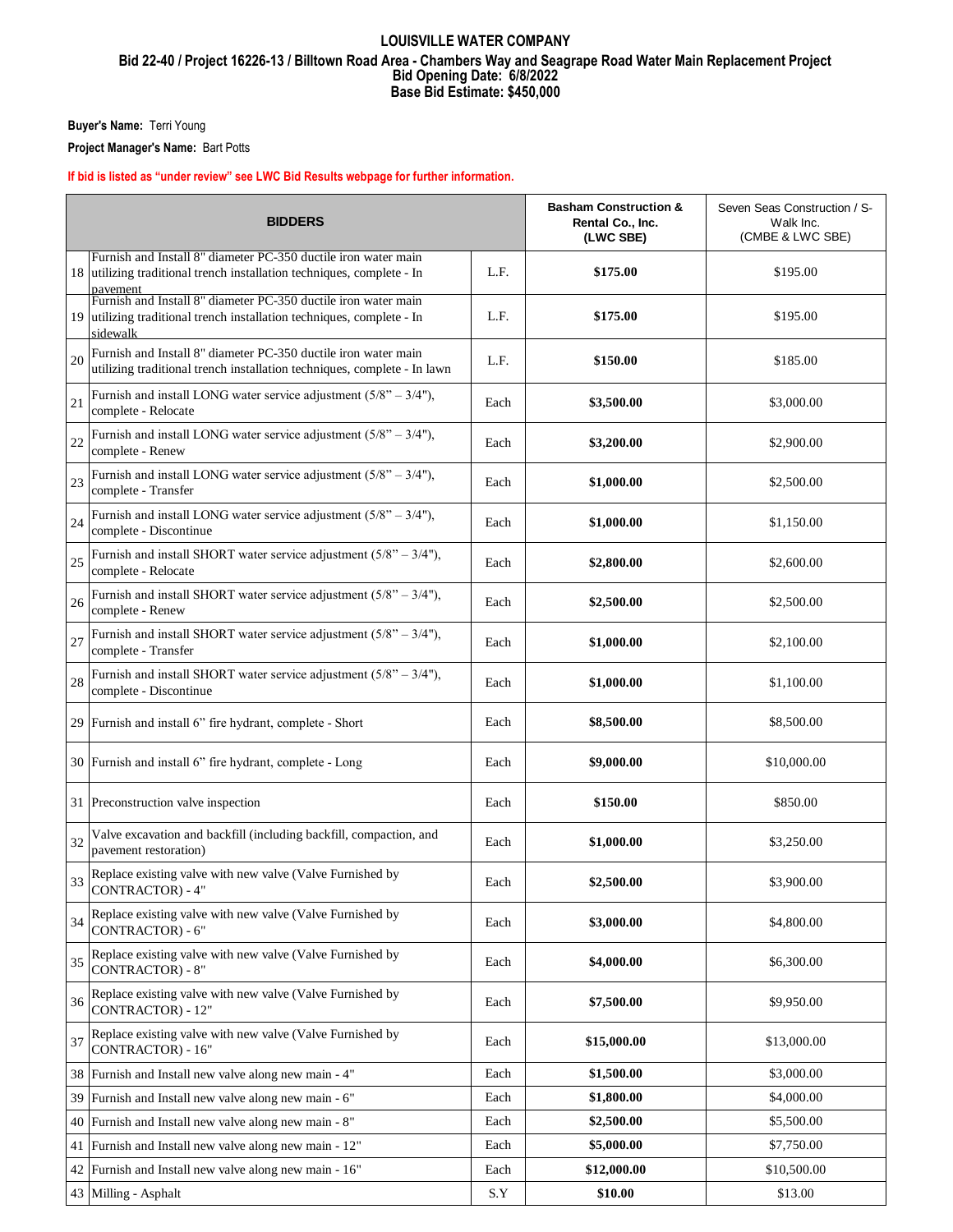# LOUISVILLE WATER COMPANY

## Bid 22-40 / Project 16226-13 / Billtown Road Area - Chambers Way and Seagrape Road Water Main Replacement Project

**Bid Opening Date: 6/8/2022**

**Base Bid Estimate: $450,000**

**Buyer's Name:** Terri Young

**Project Manager's Name:** Bart Potts

**If bid is listed as "under review" see LWC Bid Results webpage for further information.**

| | BIDDERS | | Basham Construction & Rental Co., Inc. (LWC SBE) | Seven Seas Construction / S-Walk Inc. (CMBE & LWC SBE) |
|---|---|---|---|---|
| 18 | Furnish and Install 8" diameter PC-350 ductile iron water main utilizing traditional trench installation techniques, complete - In pavement | L.F. | **$175.00** | $195.00 |
| 19 | Furnish and Install 8" diameter PC-350 ductile iron water main utilizing traditional trench installation techniques, complete - In sidewalk | L.F. | **$175.00** | $195.00 |
| 20 | Furnish and Install 8" diameter PC-350 ductile iron water main utilizing traditional trench installation techniques, complete - In lawn | L.F. | **$150.00** | $185.00 |
| 21 | Furnish and install LONG water service adjustment (5/8" – 3/4"), complete - Relocate | Each | **$3,500.00** | $3,000.00 |
| 22 | Furnish and install LONG water service adjustment (5/8" – 3/4"), complete - Renew | Each | **$3,200.00** | $2,900.00 |
| 23 | Furnish and install LONG water service adjustment (5/8" – 3/4"), complete - Transfer | Each | **$1,000.00** | $2,500.00 |
| 24 | Furnish and install LONG water service adjustment (5/8" – 3/4"), complete - Discontinue | Each | **$1,000.00** | $1,150.00 |
| 25 | Furnish and install SHORT water service adjustment (5/8" – 3/4"), complete - Relocate | Each | **$2,800.00** | $2,600.00 |
| 26 | Furnish and install SHORT water service adjustment (5/8" – 3/4"), complete - Renew | Each | **$2,500.00** | $2,500.00 |
| 27 | Furnish and install SHORT water service adjustment (5/8" – 3/4"), complete - Transfer | Each | **$1,000.00** | $2,100.00 |
| 28 | Furnish and install SHORT water service adjustment (5/8" – 3/4"), complete - Discontinue | Each | **$1,000.00** | $1,100.00 |
| 29 | Furnish and install 6" fire hydrant, complete - Short | Each | **$8,500.00** | $8,500.00 |
| 30 | Furnish and install 6" fire hydrant, complete - Long | Each | **$9,000.00** | $10,000.00 |
| 31 | Preconstruction valve inspection | Each | **$150.00** | $850.00 |
| 32 | Valve excavation and backfill (including backfill, compaction, and pavement restoration) | Each | **$1,000.00** | $3,250.00 |
| 33 | Replace existing valve with new valve (Valve Furnished by CONTRACTOR) - 4" | Each | **$2,500.00** | $3,900.00 |
| 34 | Replace existing valve with new valve (Valve Furnished by CONTRACTOR) - 6" | Each | **$3,000.00** | $4,800.00 |
| 35 | Replace existing valve with new valve (Valve Furnished by CONTRACTOR) - 8" | Each | **$4,000.00** | $6,300.00 |
| 36 | Replace existing valve with new valve (Valve Furnished by CONTRACTOR) - 12" | Each | **$7,500.00** | $9,950.00 |
| 37 | Replace existing valve with new valve (Valve Furnished by CONTRACTOR) - 16" | Each | **$15,000.00** | $13,000.00 |
| 38 | Furnish and Install new valve along new main - 4" | Each | **$1,500.00** | $3,000.00 |
| 39 | Furnish and Install new valve along new main - 6" | Each | **$1,800.00** | $4,000.00 |
| 40 | Furnish and Install new valve along new main - 8" | Each | **$2,500.00** | $5,500.00 |
| 41 | Furnish and Install new valve along new main - 12" | Each | **$5,000.00** | $7,750.00 |
| 42 | Furnish and Install new valve along new main - 16" | Each | **$12,000.00** | $10,500.00 |
| 43 | Milling - Asphalt | S.Y | **$10.00** | $13.00 |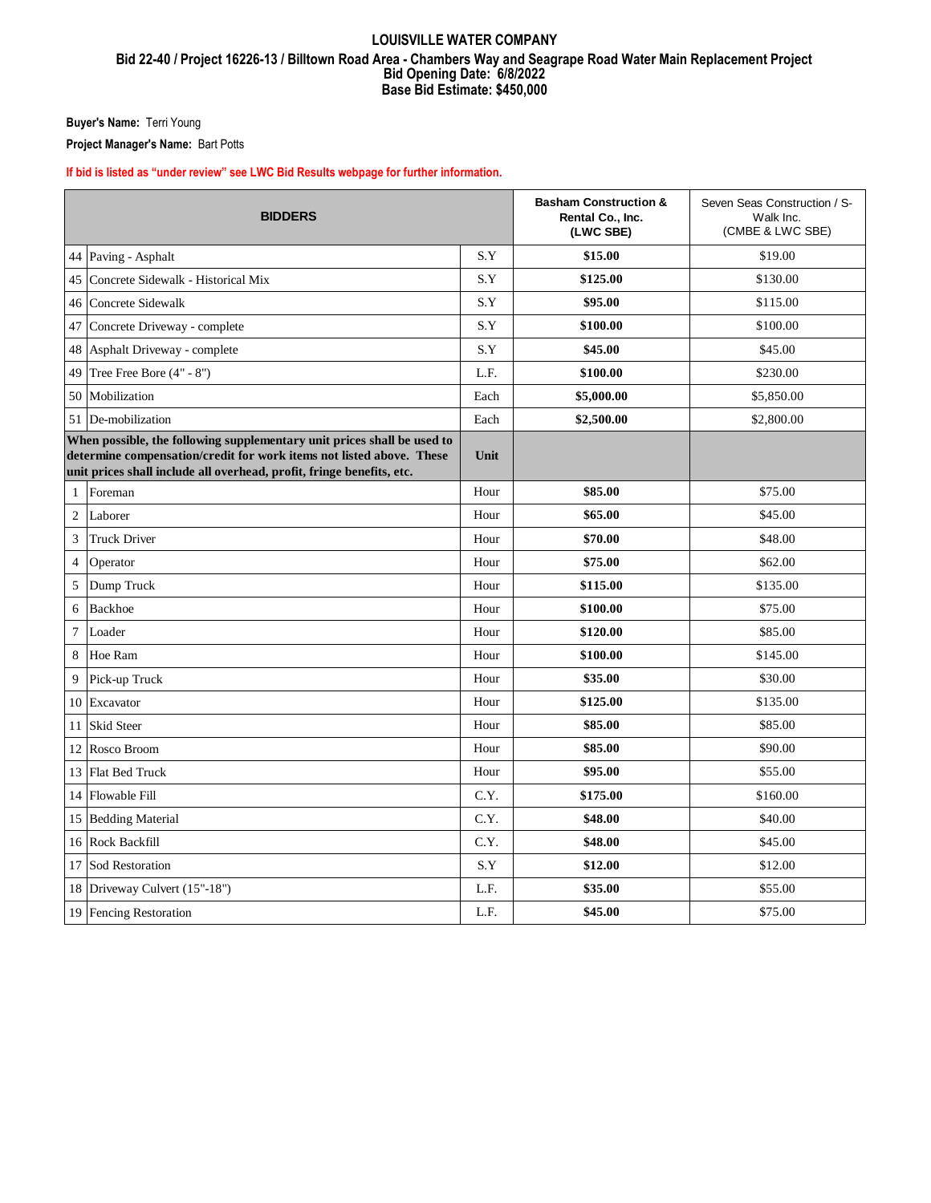**LOUISVILLE WATER COMPANY**

**Bid 22-40 / Project 16226-13 / Billtown Road Area - Chambers Way and Seagrape Road Water Main Replacement Project**

**Bid Opening Date: 6/8/2022**

**Base Bid Estimate: $450,000**

**Buyer's Name:** Terri Young

**Project Manager's Name:** Bart Potts

**If bid is listed as "under review" see LWC Bid Results webpage for further information.**

| BIDDERS | | | Basham Construction & Rental Co., Inc. (LWC SBE) | Seven Seas Construction / S-Walk Inc. (CMBE & LWC SBE) |
|---|---|---|---|---|
| 44 | Paving - Asphalt | S.Y | **$15.00** | $19.00 |
| 45 | Concrete Sidewalk - Historical Mix | S.Y | **$125.00** | $130.00 |
| 46 | Concrete Sidewalk | S.Y | **$95.00** | $115.00 |
| 47 | Concrete Driveway - complete | S.Y | **$100.00** | $100.00 |
| 48 | Asphalt Driveway - complete | S.Y | **$45.00** | $45.00 |
| 49 | Tree Free Bore (4" - 8") | L.F. | **$100.00** | $230.00 |
| 50 | Mobilization | Each | **$5,000.00** | $5,850.00 |
| 51 | De-mobilization | Each | **$2,500.00** | $2,800.00 |
| **When possible, the following supplementary unit prices shall be used to determine compensation/credit for work items not listed above. These unit prices shall include all overhead, profit, fringe benefits, etc.** | | **Unit** | | |
| 1 | Foreman | Hour | **$85.00** | $75.00 |
| 2 | Laborer | Hour | **$65.00** | $45.00 |
| 3 | Truck Driver | Hour | **$70.00** | $48.00 |
| 4 | Operator | Hour | **$75.00** | $62.00 |
| 5 | Dump Truck | Hour | **$115.00** | $135.00 |
| 6 | Backhoe | Hour | **$100.00** | $75.00 |
| 7 | Loader | Hour | **$120.00** | $85.00 |
| 8 | Hoe Ram | Hour | **$100.00** | $145.00 |
| 9 | Pick-up Truck | Hour | **$35.00** | $30.00 |
| 10 | Excavator | Hour | **$125.00** | $135.00 |
| 11 | Skid Steer | Hour | **$85.00** | $85.00 |
| 12 | Rosco Broom | Hour | **$85.00** | $90.00 |
| 13 | Flat Bed Truck | Hour | **$95.00** | $55.00 |
| 14 | Flowable Fill | C.Y. | **$175.00** | $160.00 |
| 15 | Bedding Material | C.Y. | **$48.00** | $40.00 |
| 16 | Rock Backfill | C.Y. | **$48.00** | $45.00 |
| 17 | Sod Restoration | S.Y | **$12.00** | $12.00 |
| 18 | Driveway Culvert (15"-18") | L.F. | **$35.00** | $55.00 |
| 19 | Fencing Restoration | L.F. | **$45.00** | $75.00 |